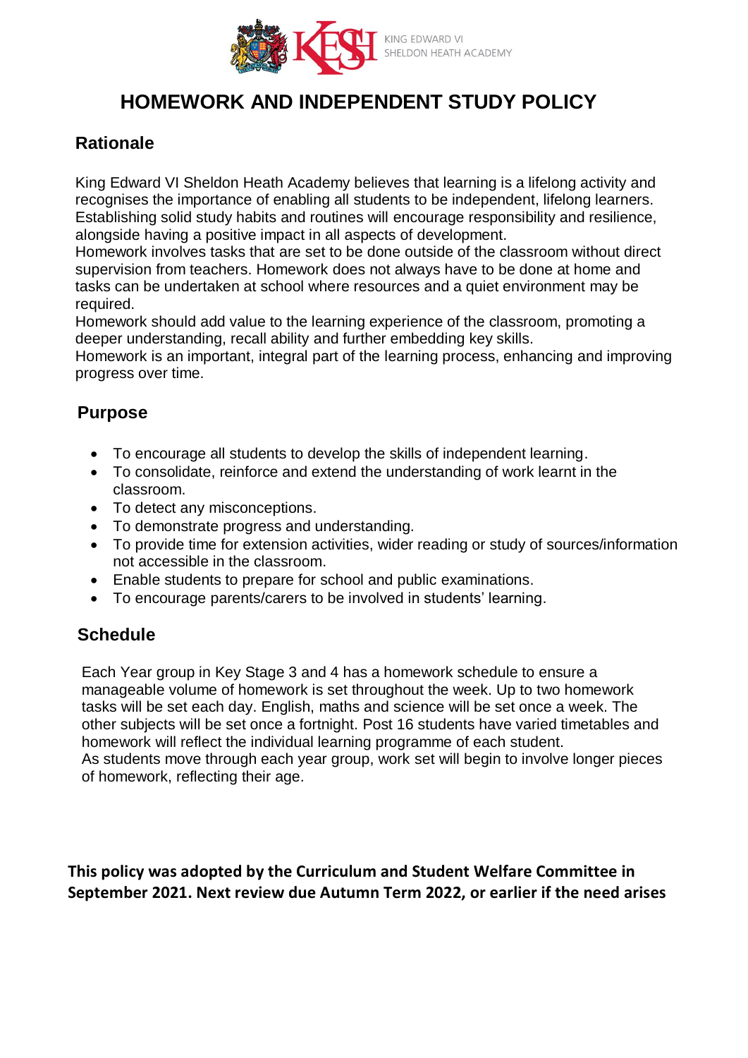KING EDWARD VI
SHELDON HEATH ACADEMY

# HOMEWORK AND INDEPENDENT STUDY POLICY

## Rationale

King Edward VI Sheldon Heath Academy believes that learning is a lifelong activity and recognises the importance of enabling all students to be independent, lifelong learners. Establishing solid study habits and routines will encourage responsibility and resilience, alongside having a positive impact in all aspects of development.

Homework involves tasks that are set to be done outside of the classroom without direct supervision from teachers. Homework does not always have to be done at home and tasks can be undertaken at school where resources and a quiet environment may be required.

Homework should add value to the learning experience of the classroom, promoting a deeper understanding, recall ability and further embedding key skills.

Homework is an important, integral part of the learning process, enhancing and improving progress over time.

## Purpose

- To encourage all students to develop the skills of independent learning.
- To consolidate, reinforce and extend the understanding of work learnt in the classroom.
- To detect any misconceptions.
- To demonstrate progress and understanding.
- To provide time for extension activities, wider reading or study of sources/information not accessible in the classroom.
- Enable students to prepare for school and public examinations.
- To encourage parents/carers to be involved in students' learning.

## Schedule

Each Year group in Key Stage 3 and 4 has a homework schedule to ensure a manageable volume of homework is set throughout the week. Up to two homework tasks will be set each day. English, maths and science will be set once a week. The other subjects will be set once a fortnight. Post 16 students have varied timetables and homework will reflect the individual learning programme of each student.

As students move through each year group, work set will begin to involve longer pieces of homework, reflecting their age.

**This policy was adopted by the Curriculum and Student Welfare Committee in September 2021. Next review due Autumn Term 2022, or earlier if the need arises**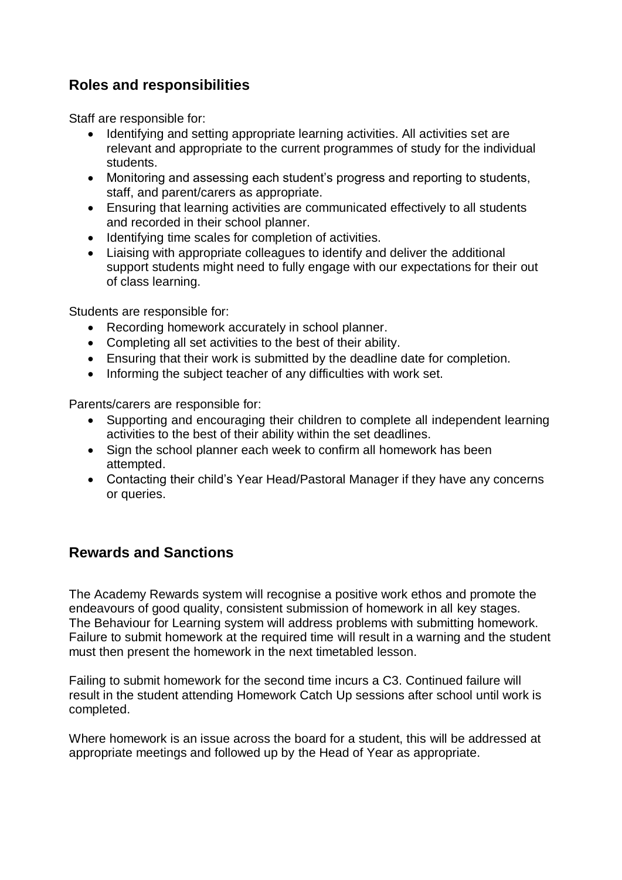## Roles and responsibilities

Staff are responsible for:

- Identifying and setting appropriate learning activities. All activities set are relevant and appropriate to the current programmes of study for the individual students.
- Monitoring and assessing each student's progress and reporting to students, staff, and parent/carers as appropriate.
- Ensuring that learning activities are communicated effectively to all students and recorded in their school planner.
- Identifying time scales for completion of activities.
- Liaising with appropriate colleagues to identify and deliver the additional support students might need to fully engage with our expectations for their out of class learning.

Students are responsible for:

- Recording homework accurately in school planner.
- Completing all set activities to the best of their ability.
- Ensuring that their work is submitted by the deadline date for completion.
- Informing the subject teacher of any difficulties with work set.

Parents/carers are responsible for:

- Supporting and encouraging their children to complete all independent learning activities to the best of their ability within the set deadlines.
- Sign the school planner each week to confirm all homework has been attempted.
- Contacting their child's Year Head/Pastoral Manager if they have any concerns or queries.

## Rewards and Sanctions

The Academy Rewards system will recognise a positive work ethos and promote the endeavours of good quality, consistent submission of homework in all key stages. The Behaviour for Learning system will address problems with submitting homework. Failure to submit homework at the required time will result in a warning and the student must then present the homework in the next timetabled lesson.

Failing to submit homework for the second time incurs a C3. Continued failure will result in the student attending Homework Catch Up sessions after school until work is completed.

Where homework is an issue across the board for a student, this will be addressed at appropriate meetings and followed up by the Head of Year as appropriate.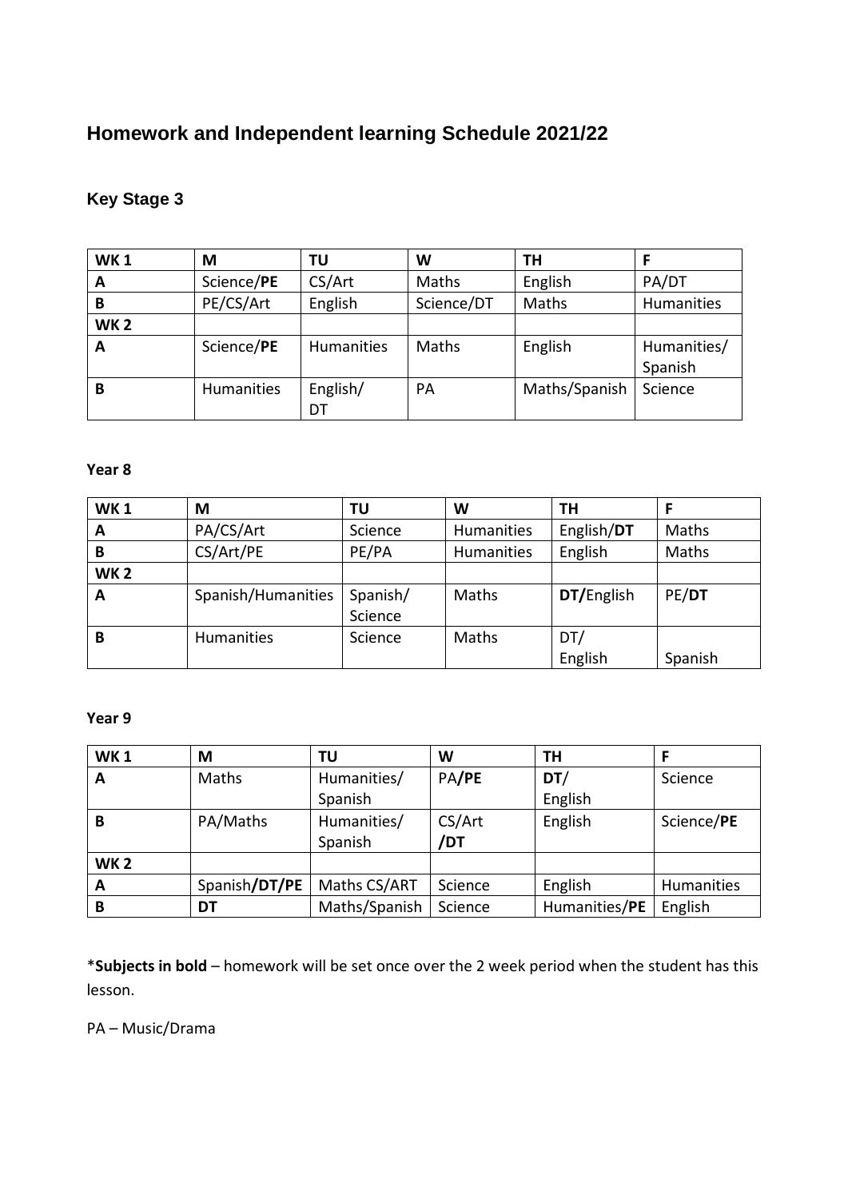# Homework and Independent learning Schedule 2021/22

## Key Stage 3

| WK 1 | M | TU | W | TH | F |
|---|---|---|---|---|---|
| A | Science/**PE** | CS/Art | Maths | English | PA/DT |
| B | PE/CS/Art | English | Science/DT | Maths | Humanities |
| WK 2 | | | | | |
| A | Science/**PE** | Humanities | Maths | English | Humanities/ Spanish |
| B | Humanities | English/ DT | PA | Maths/Spanish | Science |

**Year 8**

| WK 1 | M | TU | W | TH | F |
|---|---|---|---|---|---|
| A | PA/CS/Art | Science | Humanities | English/**DT** | Maths |
| B | CS/Art/PE | PE/PA | Humanities | English | Maths |
| WK 2 | | | | | |
| A | Spanish/Humanities | Spanish/ Science | Maths | **DT/**English | PE/**DT** |
| B | Humanities | Science | Maths | DT/ English | Spanish |

**Year 9**

| WK 1 | M | TU | W | TH | F |
|---|---|---|---|---|---|
| A | Maths | Humanities/ Spanish | PA**/PE** | **DT**/ English | Science |
| B | PA/Maths | Humanities/ Spanish | CS/Art **/DT** | English | Science/**PE** |
| WK 2 | | | | | |
| A | Spanish**/DT/PE** | Maths CS/ART | Science | English | Humanities |
| B | **DT** | Maths/Spanish | Science | Humanities/**PE** | English |

\***Subjects in bold** – homework will be set once over the 2 week period when the student has this lesson.

PA – Music/Drama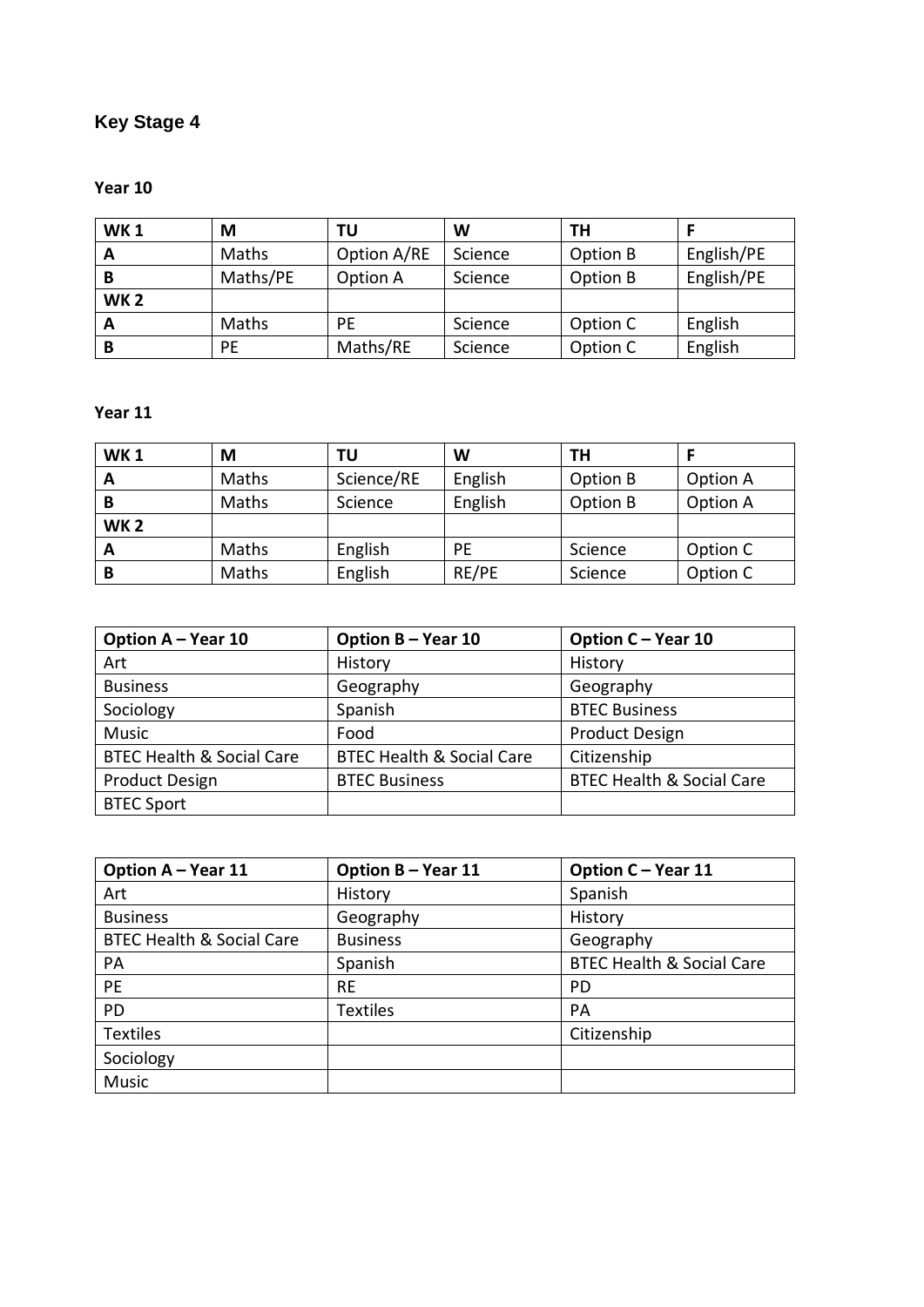## Key Stage 4

**Year 10**

| WK 1 | M | TU | W | TH | F |
|---|---|---|---|---|---|
| A | Maths | Option A/RE | Science | Option B | English/PE |
| B | Maths/PE | Option A | Science | Option B | English/PE |
| WK 2 | | | | | |
| A | Maths | PE | Science | Option C | English |
| B | PE | Maths/RE | Science | Option C | English |

**Year 11**

| WK 1 | M | TU | W | TH | F |
|---|---|---|---|---|---|
| A | Maths | Science/RE | English | Option B | Option A |
| B | Maths | Science | English | Option B | Option A |
| WK 2 | | | | | |
| A | Maths | English | PE | Science | Option C |
| B | Maths | English | RE/PE | Science | Option C |

| Option A – Year 10 | Option B – Year 10 | Option C – Year 10 |
|---|---|---|
| Art | History | History |
| Business | Geography | Geography |
| Sociology | Spanish | BTEC Business |
| Music | Food | Product Design |
| BTEC Health & Social Care | BTEC Health & Social Care | Citizenship |
| Product Design | BTEC Business | BTEC Health & Social Care |
| BTEC Sport | | |

| Option A – Year 11 | Option B – Year 11 | Option C – Year 11 |
|---|---|---|
| Art | History | Spanish |
| Business | Geography | History |
| BTEC Health & Social Care | Business | Geography |
| PA | Spanish | BTEC Health & Social Care |
| PE | RE | PD |
| PD | Textiles | PA |
| Textiles | | Citizenship |
| Sociology | | |
| Music | | |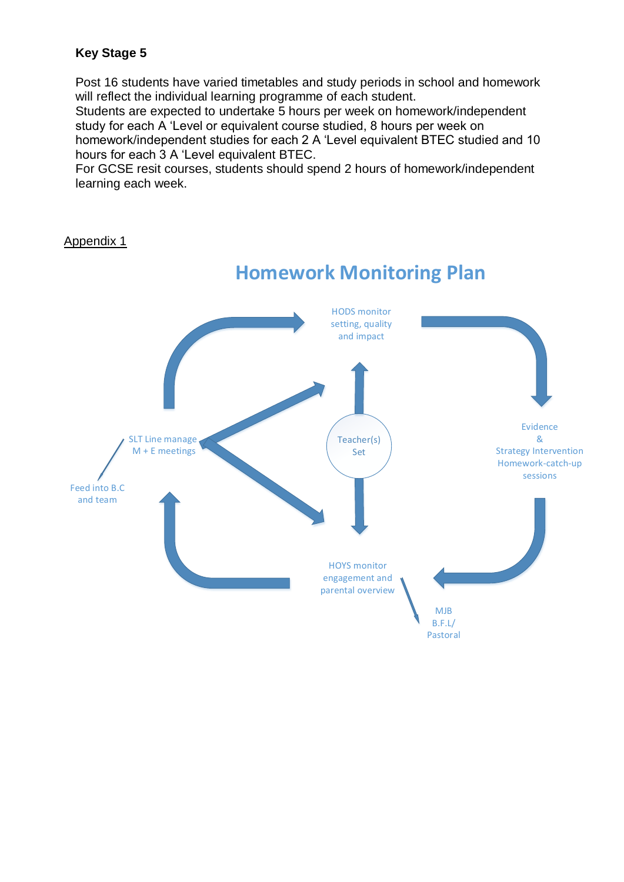**Key Stage 5**

Post 16 students have varied timetables and study periods in school and homework will reflect the individual learning programme of each student.
Students are expected to undertake 5 hours per week on homework/independent study for each A 'Level or equivalent course studied, 8 hours per week on homework/independent studies for each 2 A 'Level equivalent BTEC studied and 10 hours for each 3 A 'Level equivalent BTEC.
For GCSE resit courses, students should spend 2 hours of homework/independent learning each week.

Appendix 1

## Homework Monitoring Plan

HODS monitor setting, quality and impact

Evidence & Strategy Intervention Homework-catch-up sessions

HOYS monitor engagement and parental overview

MJB B.F.L/ Pastoral

SLT Line manage M + E meetings

Feed into B.C and team

Teacher(s) Set